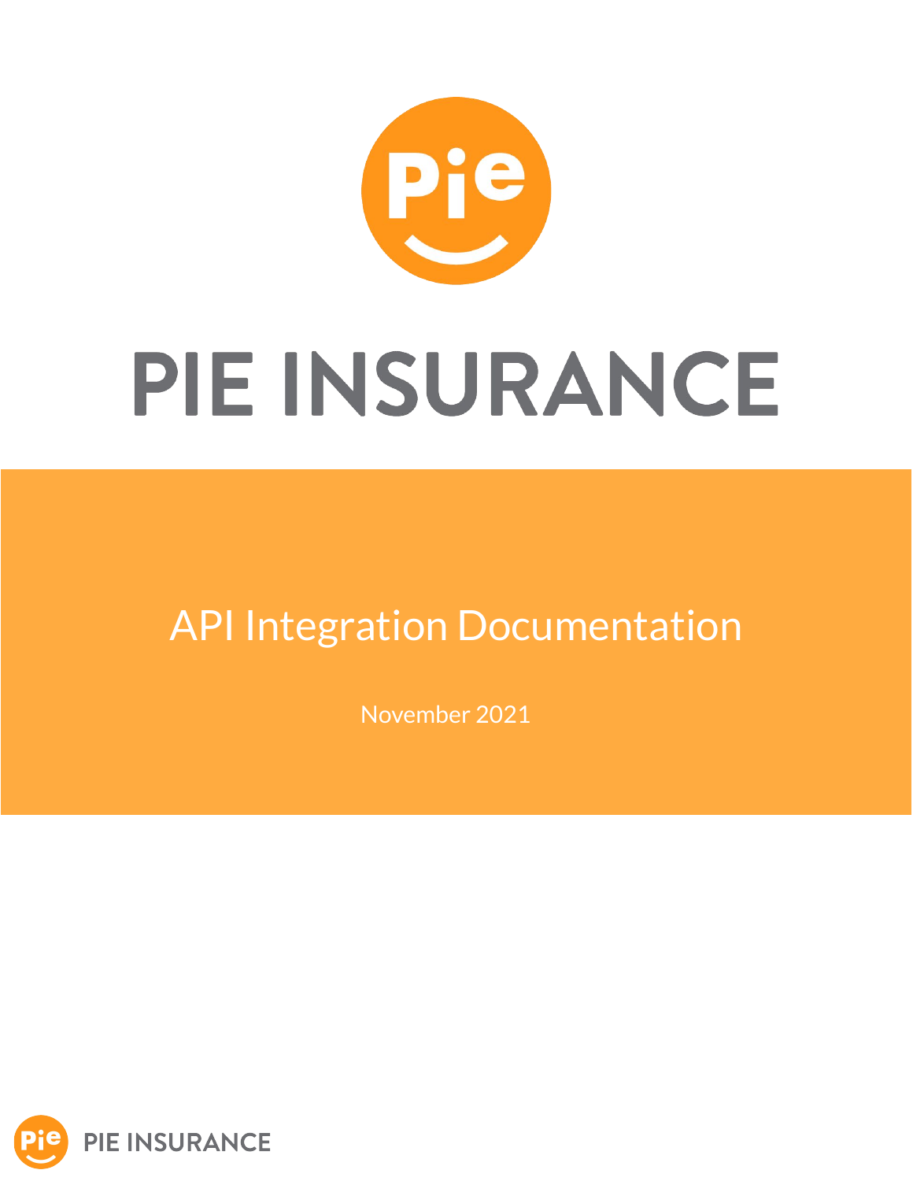# PIE INSURANCE

## API Integration Documentation

November 2021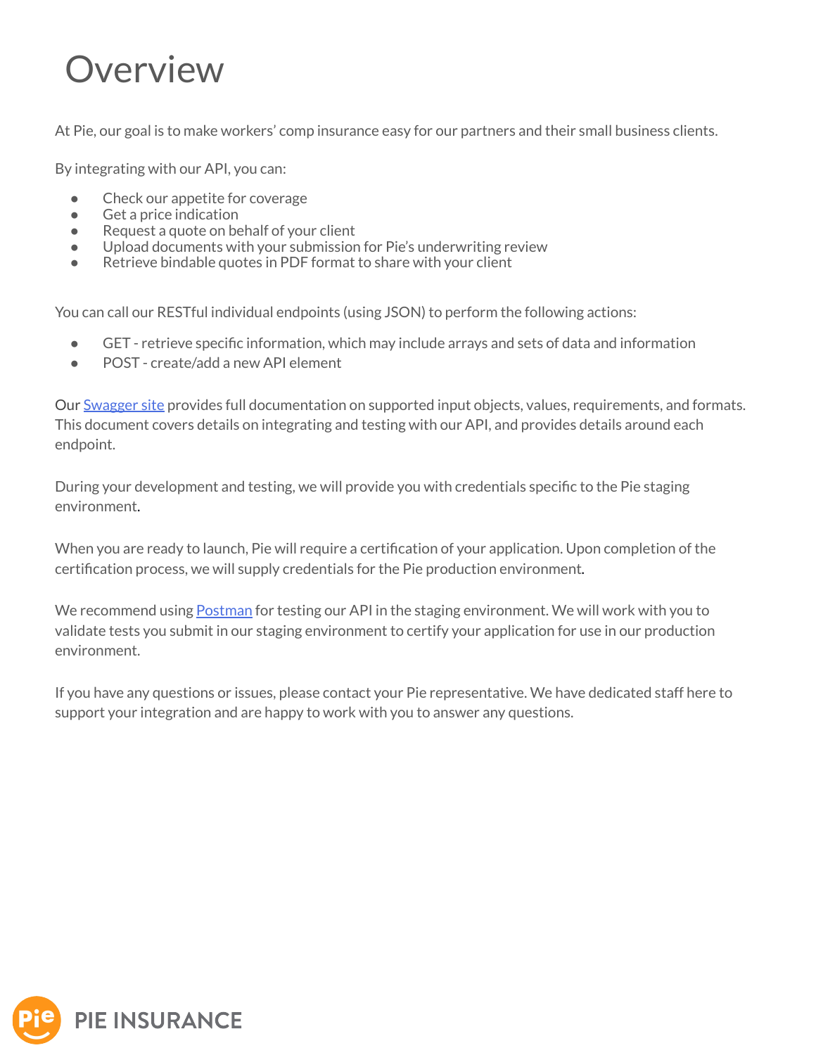# Overview

At Pie, our goal is to make workers' comp insurance easy for our partners and their small business clients.

By integrating with our API, you can:

- Check our appetite for coverage
- Get a price indication
- Request a quote on behalf of your client
- Upload documents with your submission for Pie's underwriting review
- Retrieve bindable quotes in PDF format to share with your client

You can call our RESTful individual endpoints (using JSON) to perform the following actions:

- GET - retrieve specific information, which may include arrays and sets of data and information
- POST - create/add a new API element

Our [Swagger site]() provides full documentation on supported input objects, values, requirements, and formats. This document covers details on integrating and testing with our API, and provides details around each endpoint.

During your development and testing, we will provide you with credentials specific to the Pie staging environment.

When you are ready to launch, Pie will require a certification of your application. Upon completion of the certification process, we will supply credentials for the Pie production environment.

We recommend using [Postman]() for testing our API in the staging environment. We will work with you to validate tests you submit in our staging environment to certify your application for use in our production environment.

If you have any questions or issues, please contact your Pie representative. We have dedicated staff here to support your integration and are happy to work with you to answer any questions.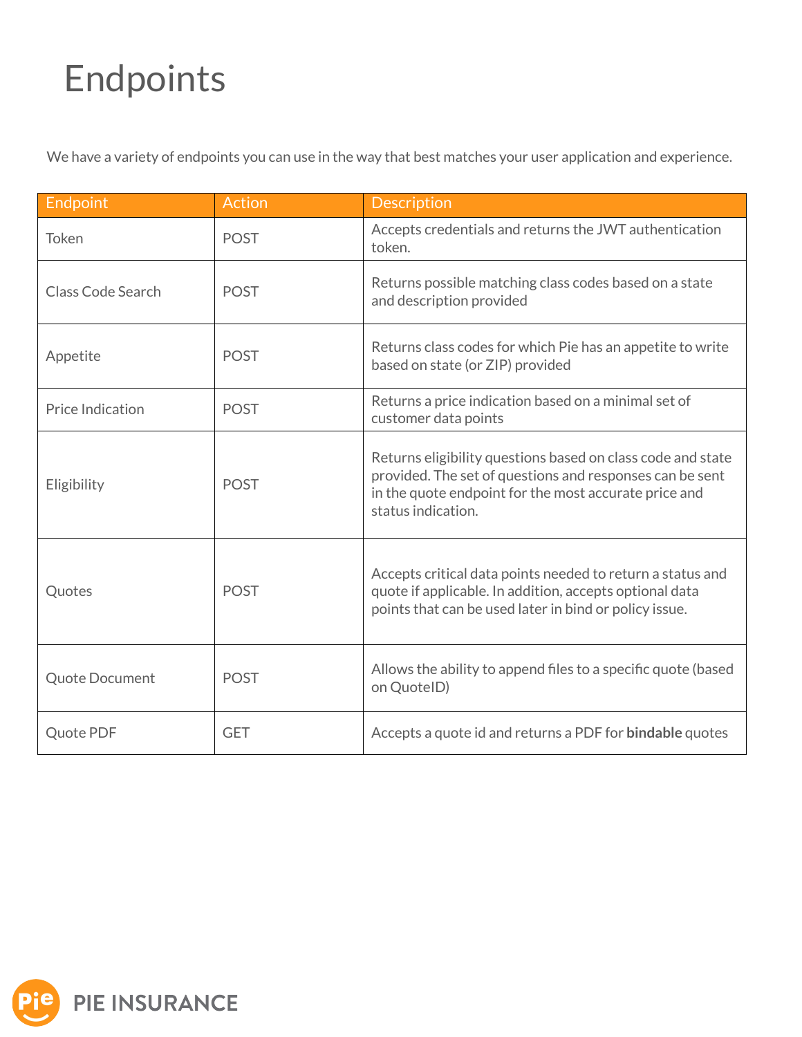# Endpoints

We have a variety of endpoints you can use in the way that best matches your user application and experience.

| Endpoint | Action | Description |
| --- | --- | --- |
| Token | POST | Accepts credentials and returns the JWT authentication token. |
| Class Code Search | POST | Returns possible matching class codes based on a state and description provided |
| Appetite | POST | Returns class codes for which Pie has an appetite to write based on state (or ZIP) provided |
| Price Indication | POST | Returns a price indication based on a minimal set of customer data points |
| Eligibility | POST | Returns eligibility questions based on class code and state provided. The set of questions and responses can be sent in the quote endpoint for the most accurate price and status indication. |
| Quotes | POST | Accepts critical data points needed to return a status and quote if applicable. In addition, accepts optional data points that can be used later in bind or policy issue. |
| Quote Document | POST | Allows the ability to append files to a specific quote (based on QuoteID) |
| Quote PDF | GET | Accepts a quote id and returns a PDF for **bindable** quotes |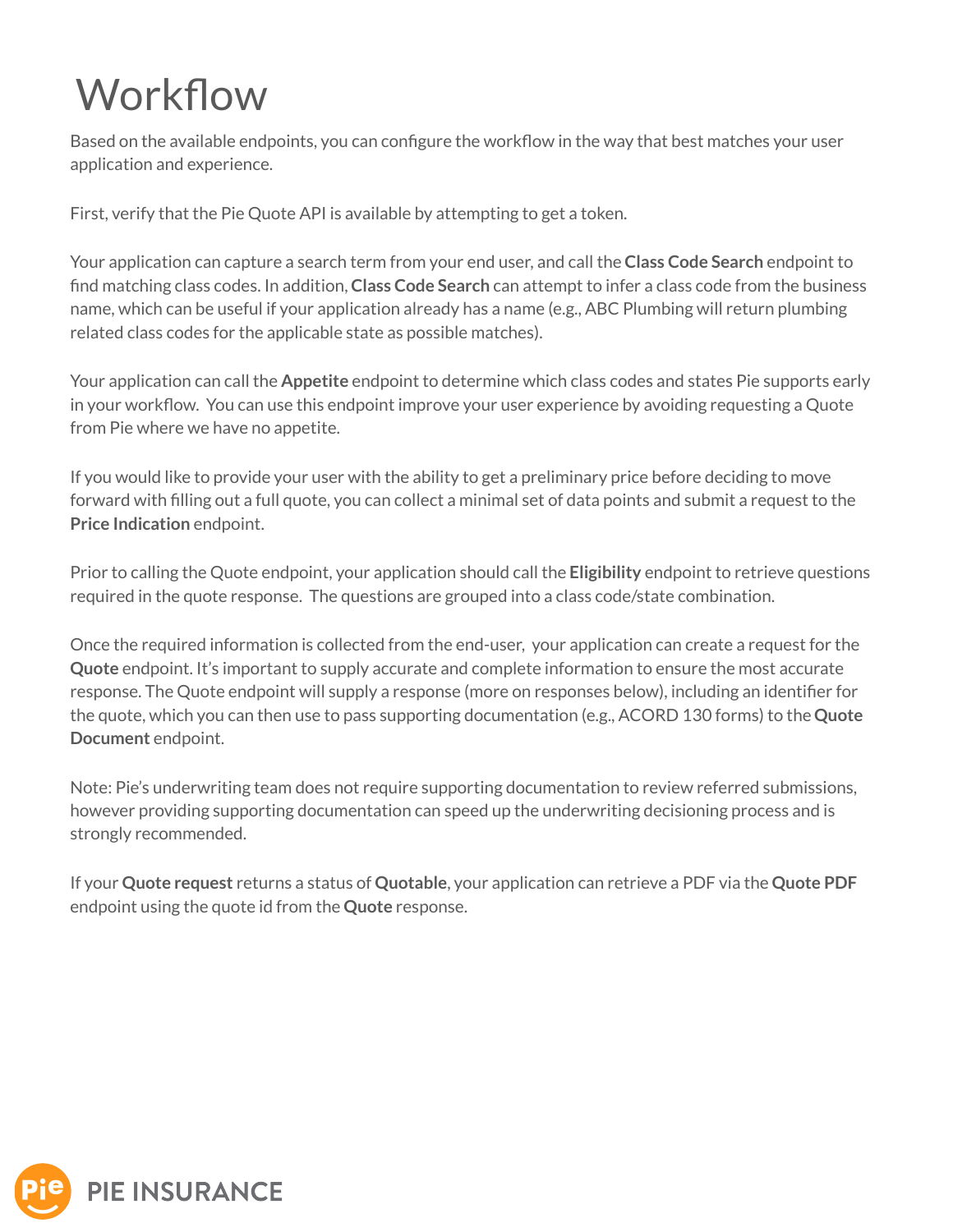# Workflow

Based on the available endpoints, you can configure the workflow in the way that best matches your user application and experience.

First, verify that the Pie Quote API is available by attempting to get a token.

Your application can capture a search term from your end user, and call the **Class Code Search** endpoint to find matching class codes. In addition, **Class Code Search** can attempt to infer a class code from the business name, which can be useful if your application already has a name (e.g., ABC Plumbing will return plumbing related class codes for the applicable state as possible matches).

Your application can call the **Appetite** endpoint to determine which class codes and states Pie supports early in your workflow. You can use this endpoint improve your user experience by avoiding requesting a Quote from Pie where we have no appetite.

If you would like to provide your user with the ability to get a preliminary price before deciding to move forward with filling out a full quote, you can collect a minimal set of data points and submit a request to the **Price Indication** endpoint.

Prior to calling the Quote endpoint, your application should call the **Eligibility** endpoint to retrieve questions required in the quote response. The questions are grouped into a class code/state combination.

Once the required information is collected from the end-user, your application can create a request for the **Quote** endpoint. It's important to supply accurate and complete information to ensure the most accurate response. The Quote endpoint will supply a response (more on responses below), including an identifier for the quote, which you can then use to pass supporting documentation (e.g., ACORD 130 forms) to the **Quote Document** endpoint.

Note: Pie's underwriting team does not require supporting documentation to review referred submissions, however providing supporting documentation can speed up the underwriting decisioning process and is strongly recommended.

If your **Quote request** returns a status of **Quotable**, your application can retrieve a PDF via the **Quote PDF** endpoint using the quote id from the **Quote** response.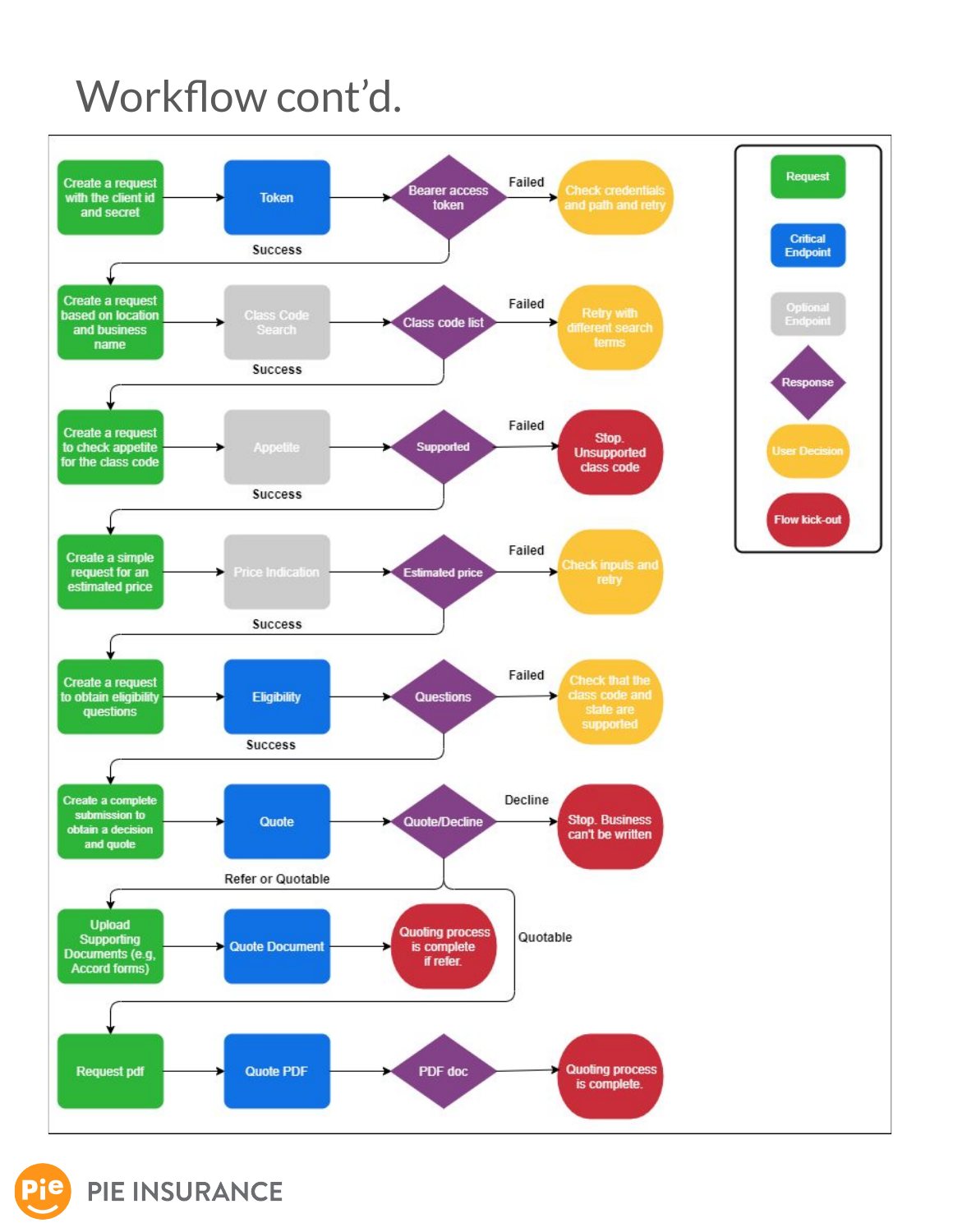# Workflow cont'd.

**Legend:**

- Request
- Critical Endpoint
- Optional Endpoint
- Response
- User Decision
- Flow kick-out

**Workflow steps:**

1. Create a request with the client id and secret → Token → Bearer access token
   - Failed: Check credentials and path and retry
   - Success: continue
2. Create a request based on location and business name → Class Code Search → Class code list
   - Failed: Retry with different search terms
   - Success: continue
3. Create a request to check appetite for the class code → Appetite → Supported
   - Failed: Stop. Unsupported class code
   - Success: continue
4. Create a simple request for an estimated price → Price Indication → Estimated price
   - Failed: Check inputs and retry
   - Success: continue
5. Create a request to obtain eligibility questions → Eligibility → Questions
   - Failed: Check that the class code and state are supported
   - Success: continue
6. Create a complete submission to obtain a decision and quote → Quote → Quote/Decline
   - Decline: Stop. Business can't be written
   - Refer or Quotable: continue to step 7
   - Quotable: continue to step 8
7. Upload Supporting Documents (e.g. Accord forms) → Quote Document → Quoting process is complete if refer.
8. Request pdf → Quote PDF → PDF doc → Quoting process is complete.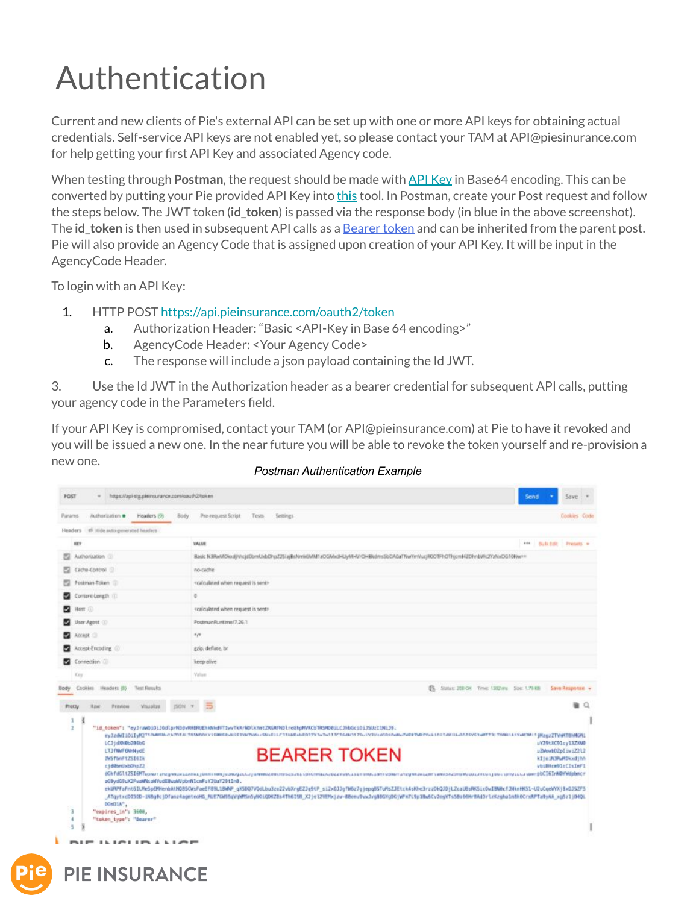# Authentication

Current and new clients of Pie's external API can be set up with one or more API keys for obtaining actual credentials. Self-service API keys are not enabled yet, so please contact your TAM at API@piesinurance.com for help getting your first API Key and associated Agency code.

When testing through **Postman**, the request should be made with API Key in Base64 encoding. This can be converted by putting your Pie provided API Key into this tool. In Postman, create your Post request and follow the steps below. The JWT token (**id_token**) is passed via the response body (in blue in the above screenshot). The **id_token** is then used in subsequent API calls as a Bearer token and can be inherited from the parent post. Pie will also provide an Agency Code that is assigned upon creation of your API Key. It will be input in the AgencyCode Header.

To login with an API Key:

1. HTTP POST https://api.pieinsurance.com/oauth2/token
   a. Authorization Header: "Basic <API-Key in Base 64 encoding>"
   b. AgencyCode Header: <Your Agency Code>
   c. The response will include a json payload containing the Id JWT.

3. Use the Id JWT in the Authorization header as a bearer credential for subsequent API calls, putting your agency code in the Parameters field.

If your API Key is compromised, contact your TAM (or API@pieinsurance.com) at Pie to have it revoked and you will be issued a new one. In the near future you will be able to revoke the token yourself and re-provision a new one.

*Postman Authentication Example*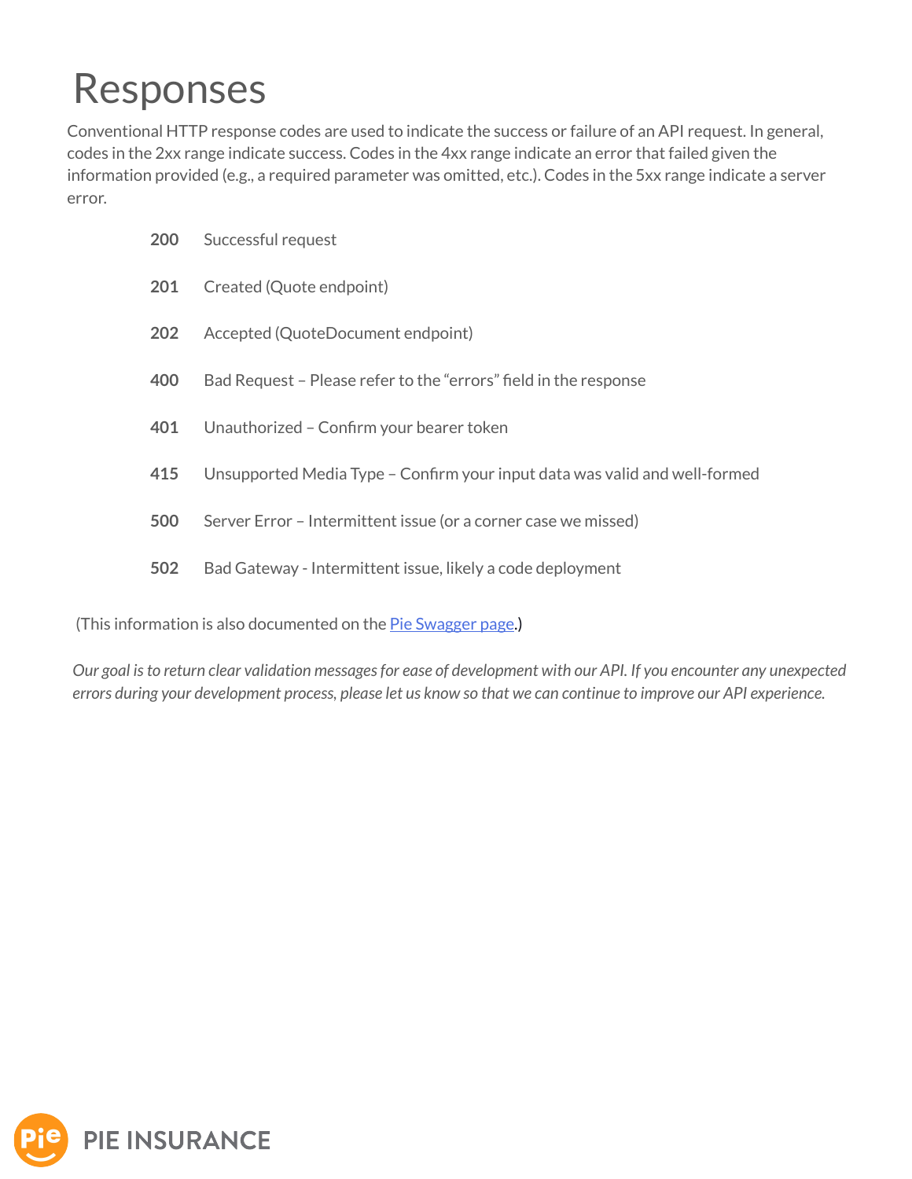# Responses

Conventional HTTP response codes are used to indicate the success or failure of an API request. In general, codes in the 2xx range indicate success. Codes in the 4xx range indicate an error that failed given the information provided (e.g., a required parameter was omitted, etc.). Codes in the 5xx range indicate a server error.

| | |
|---|---|
| **200** | Successful request |
| **201** | Created (Quote endpoint) |
| **202** | Accepted (QuoteDocument endpoint) |
| **400** | Bad Request – Please refer to the "errors" field in the response |
| **401** | Unauthorized – Confirm your bearer token |
| **415** | Unsupported Media Type – Confirm your input data was valid and well-formed |
| **500** | Server Error – Intermittent issue (or a corner case we missed) |
| **502** | Bad Gateway - Intermittent issue, likely a code deployment |

(This information is also documented on the Pie Swagger page.)

*Our goal is to return clear validation messages for ease of development with our API. If you encounter any unexpected errors during your development process, please let us know so that we can continue to improve our API experience.*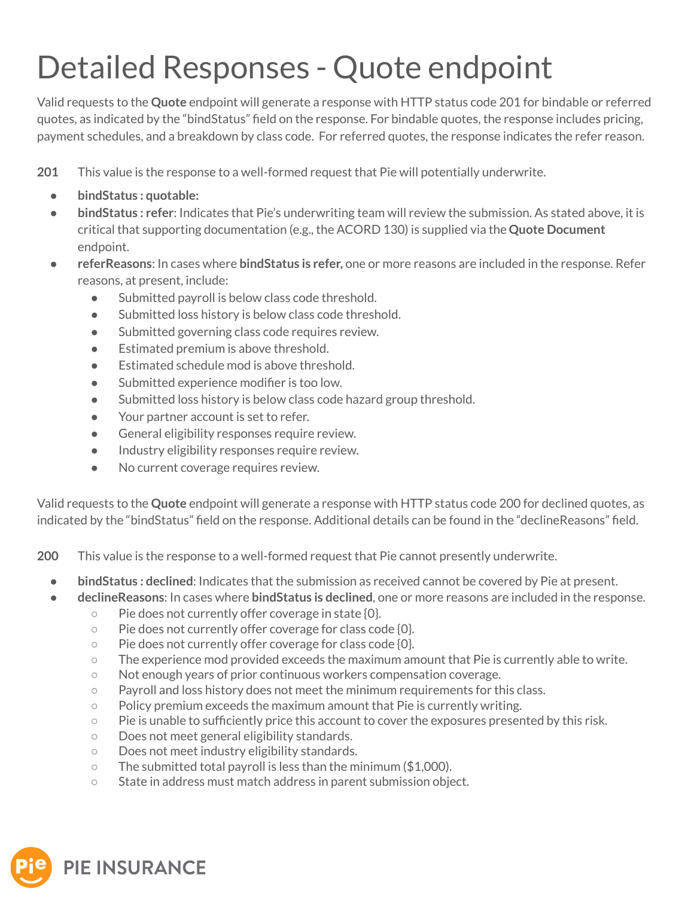# Detailed Responses - Quote endpoint

Valid requests to the **Quote** endpoint will generate a response with HTTP status code 201 for bindable or referred quotes, as indicated by the "bindStatus" field on the response. For bindable quotes, the response includes pricing, payment schedules, and a breakdown by class code. For referred quotes, the response indicates the refer reason.

**201** This value is the response to a well-formed request that Pie will potentially underwrite.

- **bindStatus : quotable:**
- **bindStatus : refer**: Indicates that Pie's underwriting team will review the submission. As stated above, it is critical that supporting documentation (e.g., the ACORD 130) is supplied via the **Quote Document** endpoint.
- **referReasons**: In cases where **bindStatus is refer,** one or more reasons are included in the response. Refer reasons, at present, include:
    - Submitted payroll is below class code threshold.
    - Submitted loss history is below class code threshold.
    - Submitted governing class code requires review.
    - Estimated premium is above threshold.
    - Estimated schedule mod is above threshold.
    - Submitted experience modifier is too low.
    - Submitted loss history is below class code hazard group threshold.
    - Your partner account is set to refer.
    - General eligibility responses require review.
    - Industry eligibility responses require review.
    - No current coverage requires review.

Valid requests to the **Quote** endpoint will generate a response with HTTP status code 200 for declined quotes, as indicated by the "bindStatus" field on the response. Additional details can be found in the "declineReasons" field.

**200** This value is the response to a well-formed request that Pie cannot presently underwrite.

- **bindStatus : declined**: Indicates that the submission as received cannot be covered by Pie at present.
- **declineReasons**: In cases where **bindStatus is declined**, one or more reasons are included in the response.
    - Pie does not currently offer coverage in state {0}.
    - Pie does not currently offer coverage for class code {0}.
    - Pie does not currently offer coverage for class code {0}.
    - The experience mod provided exceeds the maximum amount that Pie is currently able to write.
    - Not enough years of prior continuous workers compensation coverage.
    - Payroll and loss history does not meet the minimum requirements for this class.
    - Policy premium exceeds the maximum amount that Pie is currently writing.
    - Pie is unable to sufficiently price this account to cover the exposures presented by this risk.
    - Does not meet general eligibility standards.
    - Does not meet industry eligibility standards.
    - The submitted total payroll is less than the minimum ($1,000).
    - State in address must match address in parent submission object.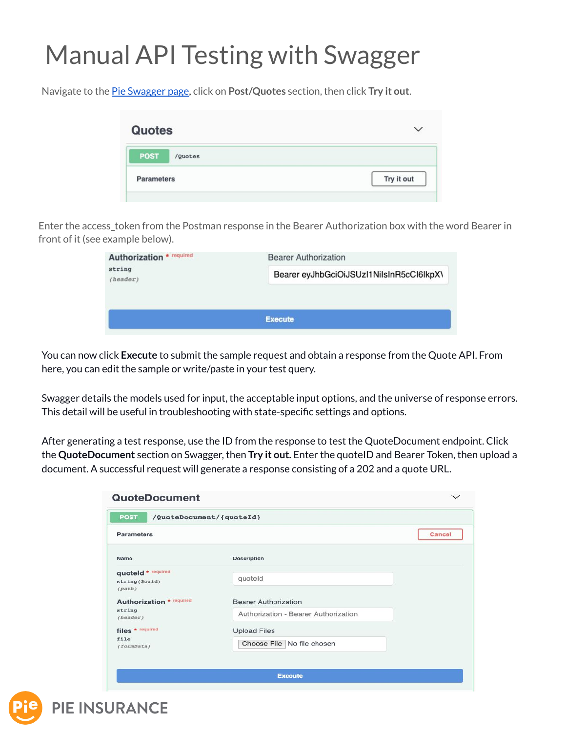# Manual API Testing with Swagger

Navigate to the Pie Swagger page, click on **Post/Quotes** section, then click **Try it out**.

Quotes

POST /Quotes

Parameters — Try it out

Enter the access_token from the Postman response in the Bearer Authorization box with the word Bearer in front of it (see example below).

Authorization * required — string (header)

Bearer Authorization: Bearer eyJhbGciOiJSUzI1NiIsInR5cCI6IkpX\

Execute

You can now click **Execute** to submit the sample request and obtain a response from the Quote API. From here, you can edit the sample or write/paste in your test query.

Swagger details the models used for input, the acceptable input options, and the universe of response errors. This detail will be useful in troubleshooting with state-specific settings and options.

After generating a test response, use the ID from the response to test the QuoteDocument endpoint. Click the **QuoteDocument** section on Swagger, then **Try it out.** Enter the quoteID and Bearer Token, then upload a document. A successful request will generate a response consisting of a 202 and a quote URL.

QuoteDocument

POST /QuoteDocument/{quoteId}

Parameters — Cancel

| Name | Description |
|---|---|
| quoteId * required<br>string($uuid)<br>(path) | quoteId |
| Authorization * required<br>string<br>(header) | Bearer Authorization<br>Authorization - Bearer Authorization |
| files * required<br>file<br>(formData) | Upload Files<br>Choose File No file chosen |

Execute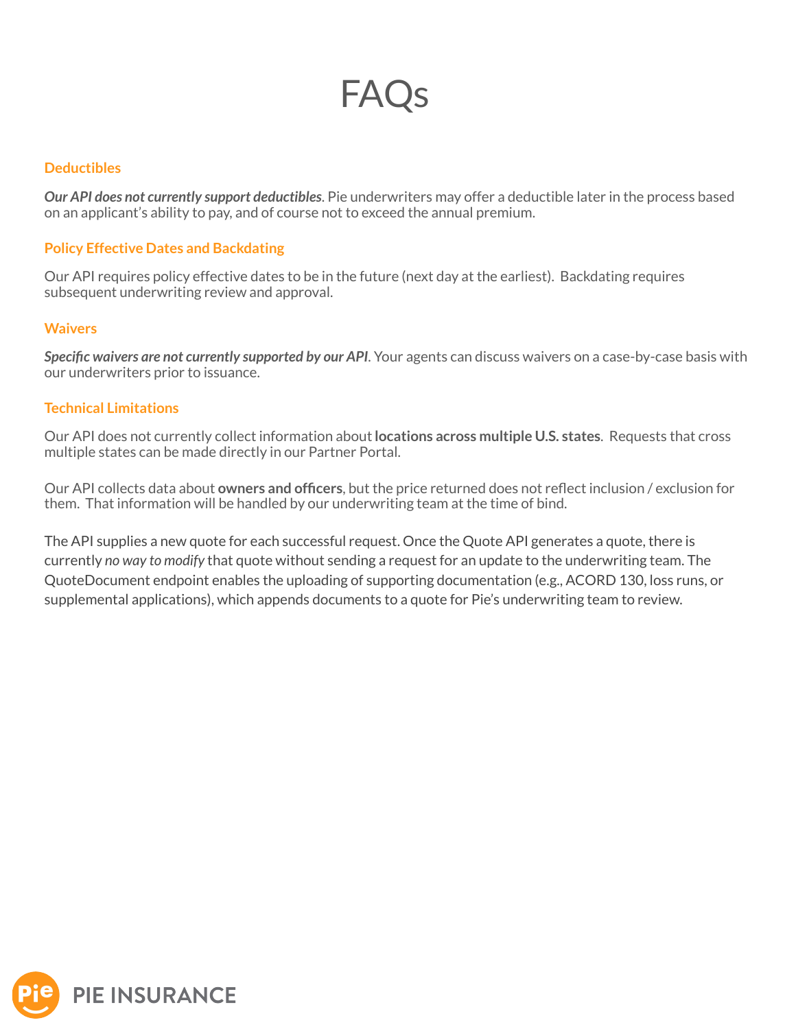# FAQs

### Deductibles

***Our API does not currently support deductibles***. Pie underwriters may offer a deductible later in the process based on an applicant's ability to pay, and of course not to exceed the annual premium.

### Policy Effective Dates and Backdating

Our API requires policy effective dates to be in the future (next day at the earliest). Backdating requires subsequent underwriting review and approval.

### Waivers

***Specific waivers are not currently supported by our API***. Your agents can discuss waivers on a case-by-case basis with our underwriters prior to issuance.

### Technical Limitations

Our API does not currently collect information about **locations across multiple U.S. states**. Requests that cross multiple states can be made directly in our Partner Portal.

Our API collects data about **owners and officers**, but the price returned does not reflect inclusion / exclusion for them. That information will be handled by our underwriting team at the time of bind.

The API supplies a new quote for each successful request. Once the Quote API generates a quote, there is currently *no way to modify* that quote without sending a request for an update to the underwriting team. The QuoteDocument endpoint enables the uploading of supporting documentation (e.g., ACORD 130, loss runs, or supplemental applications), which appends documents to a quote for Pie's underwriting team to review.